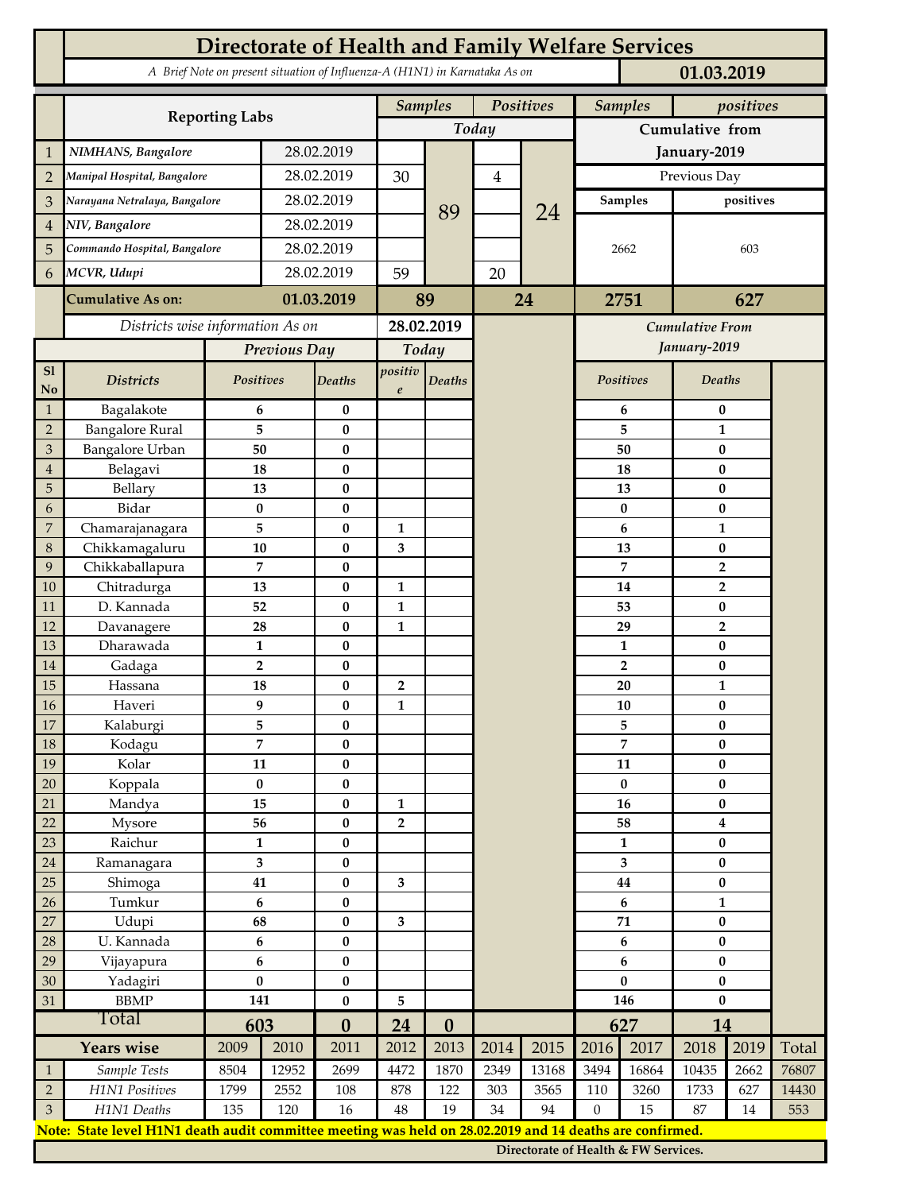# Directorate of Health and Family Welfare Services

*A Brief Note on present situation of Influenza-A (H1N1) in Karnataka As on* **01.03.2019**

| | Reporting Labs | | Samples Today | | Positives Today | | Samples (Cumulative from January-2019, Previous Day) | positives (Cumulative from January-2019, Previous Day) |
|---|---|---|---|---|---|---|---|---|
| 1 | *NIMHANS, Bangalore* | 28.02.2019 | | 89 | | 24 | 2662 | 603 |
| 2 | *Manipal Hospital, Bangalore* | 28.02.2019 | 30 | | 4 | | | |
| 3 | *Narayana Netralaya, Bangalore* | 28.02.2019 | | | | | | |
| 4 | *NIV, Bangalore* | 28.02.2019 | | | | | | |
| 5 | *Commando Hospital, Bangalore* | 28.02.2019 | | | | | | |
| 6 | *MCVR, Udupi* | 28.02.2019 | 59 | | 20 | | | |
| | **Cumulative As on:** | **01.03.2019** | **89** | | **24** | | **2751** | **627** |

*Districts wise information As on* **28.02.2019**

| Sl No | Districts | Previous Day Positives | Previous Day Deaths | Today positive | Today Deaths | Cumulative From January-2019 Positives | Cumulative From January-2019 Deaths |
|---|---|---|---|---|---|---|---|
| 1 | Bagalakote | 6 | 0 | | | 6 | 0 |
| 2 | Bangalore Rural | 5 | 0 | | | 5 | 1 |
| 3 | Bangalore Urban | 50 | 0 | | | 50 | 0 |
| 4 | Belagavi | 18 | 0 | | | 18 | 0 |
| 5 | Bellary | 13 | 0 | | | 13 | 0 |
| 6 | Bidar | 0 | 0 | | | 0 | 0 |
| 7 | Chamarajanagara | 5 | 0 | 1 | | 6 | 1 |
| 8 | Chikkamagaluru | 10 | 0 | 3 | | 13 | 0 |
| 9 | Chikkaballapura | 7 | 0 | | | 7 | 2 |
| 10 | Chitradurga | 13 | 0 | 1 | | 14 | 2 |
| 11 | D. Kannada | 52 | 0 | 1 | | 53 | 0 |
| 12 | Davanagere | 28 | 0 | 1 | | 29 | 2 |
| 13 | Dharawada | 1 | 0 | | | 1 | 0 |
| 14 | Gadaga | 2 | 0 | | | 2 | 0 |
| 15 | Hassana | 18 | 0 | 2 | | 20 | 1 |
| 16 | Haveri | 9 | 0 | 1 | | 10 | 0 |
| 17 | Kalaburgi | 5 | 0 | | | 5 | 0 |
| 18 | Kodagu | 7 | 0 | | | 7 | 0 |
| 19 | Kolar | 11 | 0 | | | 11 | 0 |
| 20 | Koppala | 0 | 0 | | | 0 | 0 |
| 21 | Mandya | 15 | 0 | 1 | | 16 | 0 |
| 22 | Mysore | 56 | 0 | 2 | | 58 | 4 |
| 23 | Raichur | 1 | 0 | | | 1 | 0 |
| 24 | Ramanagara | 3 | 0 | | | 3 | 0 |
| 25 | Shimoga | 41 | 0 | 3 | | 44 | 0 |
| 26 | Tumkur | 6 | 0 | | | 6 | 1 |
| 27 | Udupi | 68 | 0 | 3 | | 71 | 0 |
| 28 | U. Kannada | 6 | 0 | | | 6 | 0 |
| 29 | Vijayapura | 6 | 0 | | | 6 | 0 |
| 30 | Yadagiri | 0 | 0 | | | 0 | 0 |
| 31 | BBMP | 141 | 0 | 5 | | 146 | 0 |
| | **Total** | **603** | **0** | **24** | **0** | **627** | **14** |

| | Years wise | 2009 | 2010 | 2011 | 2012 | 2013 | 2014 | 2015 | 2016 | 2017 | 2018 | 2019 | Total |
|---|---|---|---|---|---|---|---|---|---|---|---|---|---|
| 1 | *Sample Tests* | 8504 | 12952 | 2699 | 4472 | 1870 | 2349 | 13168 | 3494 | 16864 | 10435 | 2662 | 76807 |
| 2 | *H1N1 Positives* | 1799 | 2552 | 108 | 878 | 122 | 303 | 3565 | 110 | 3260 | 1733 | 627 | 14430 |
| 3 | *H1N1 Deaths* | 135 | 120 | 16 | 48 | 19 | 34 | 94 | 0 | 15 | 87 | 14 | 553 |

**Note: State level H1N1 death audit committee meeting was held on 28.02.2019 and 14 deaths are confirmed.**

**Directorate of Health & FW Services.**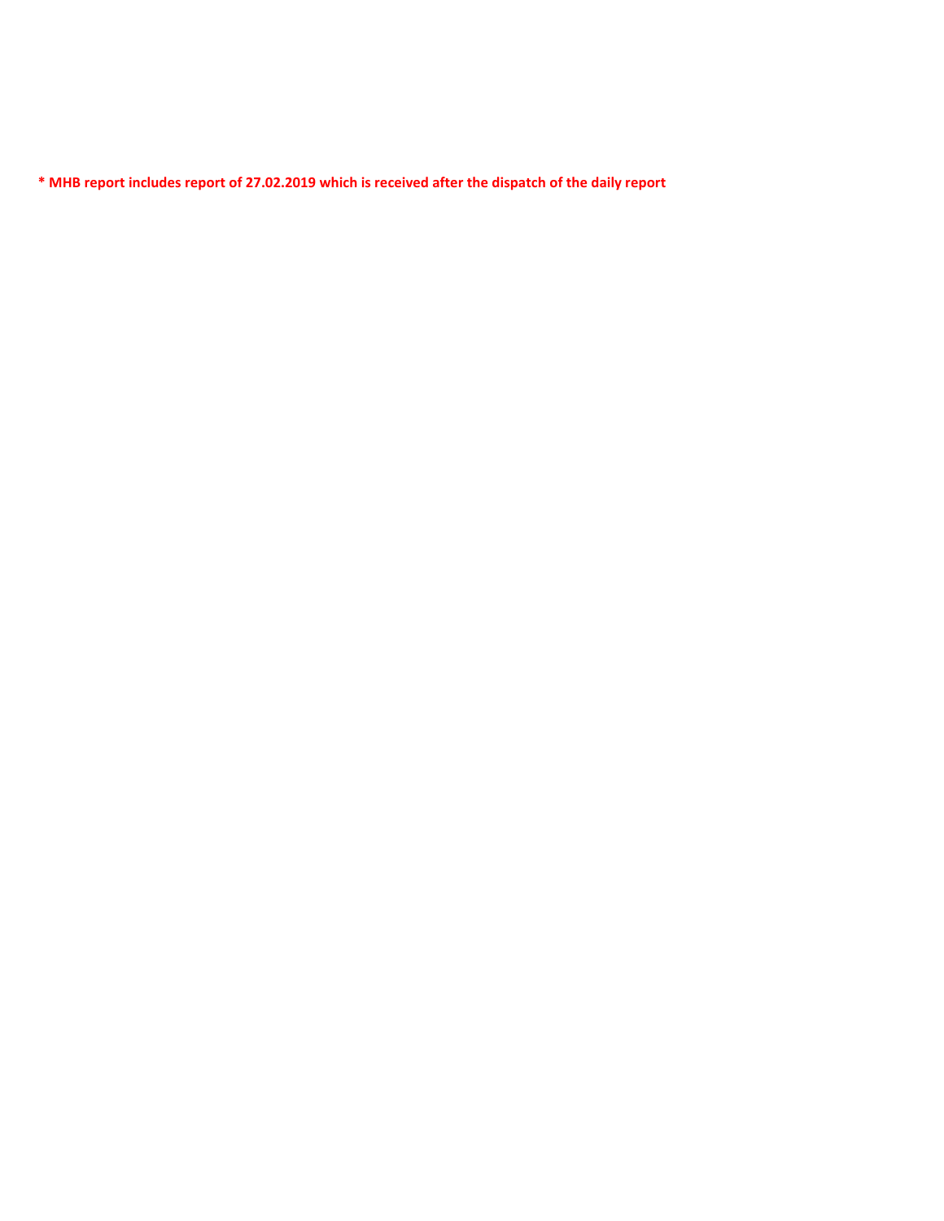**\* MHB report includes report of 27.02.2019 which is received after the dispatch of the daily report**